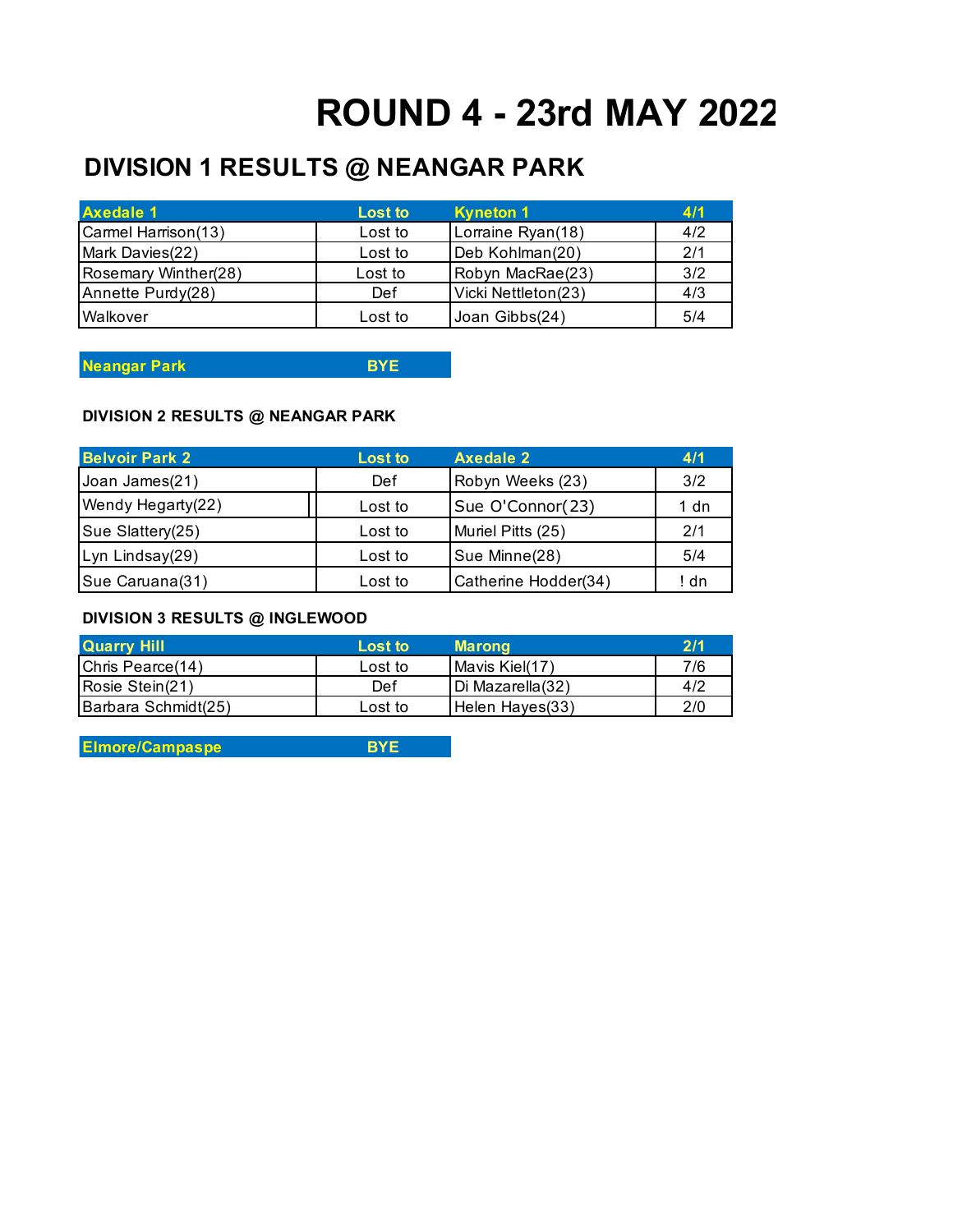# ROUND 4 - 23rd MAY 2022

## DIVISION 1 RESULTS @ NEANGAR PARK

| Axedale 1 | Lost to | Kyneton 1 | 4/1 |
|---|---|---|---|
| Carmel Harrison(13) | Lost to | Lorraine Ryan(18) | 4/2 |
| Mark Davies(22) | Lost to | Deb Kohlman(20) | 2/1 |
| Rosemary Winther(28) | Lost to | Robyn MacRae(23) | 3/2 |
| Annette Purdy(28) | Def | Vicki Nettleton(23) | 4/3 |
| Walkover | Lost to | Joan Gibbs(24) | 5/4 |

| Neangar Park | BYE |
|---|---|

### DIVISION 2 RESULTS @ NEANGAR PARK

| Belvoir Park 2 | Lost to | Axedale 2 | 4/1 |
|---|---|---|---|
| Joan James(21) | Def | Robyn Weeks (23) | 3/2 |
| Wendy Hegarty(22) | Lost to | Sue O'Connor(23) | 1 dn |
| Sue Slattery(25) | Lost to | Muriel Pitts (25) | 2/1 |
| Lyn Lindsay(29) | Lost to | Sue Minne(28) | 5/4 |
| Sue Caruana(31) | Lost to | Catherine Hodder(34) | ! dn |

### DIVISION 3 RESULTS @ INGLEWOOD

| Quarry Hill | Lost to | Marong | 2/1 |
|---|---|---|---|
| Chris Pearce(14) | Lost to | Mavis Kiel(17) | 7/6 |
| Rosie Stein(21) | Def | Di Mazarella(32) | 4/2 |
| Barbara Schmidt(25) | Lost to | Helen Hayes(33) | 2/0 |

| Elmore/Campaspe | BYE |
|---|---|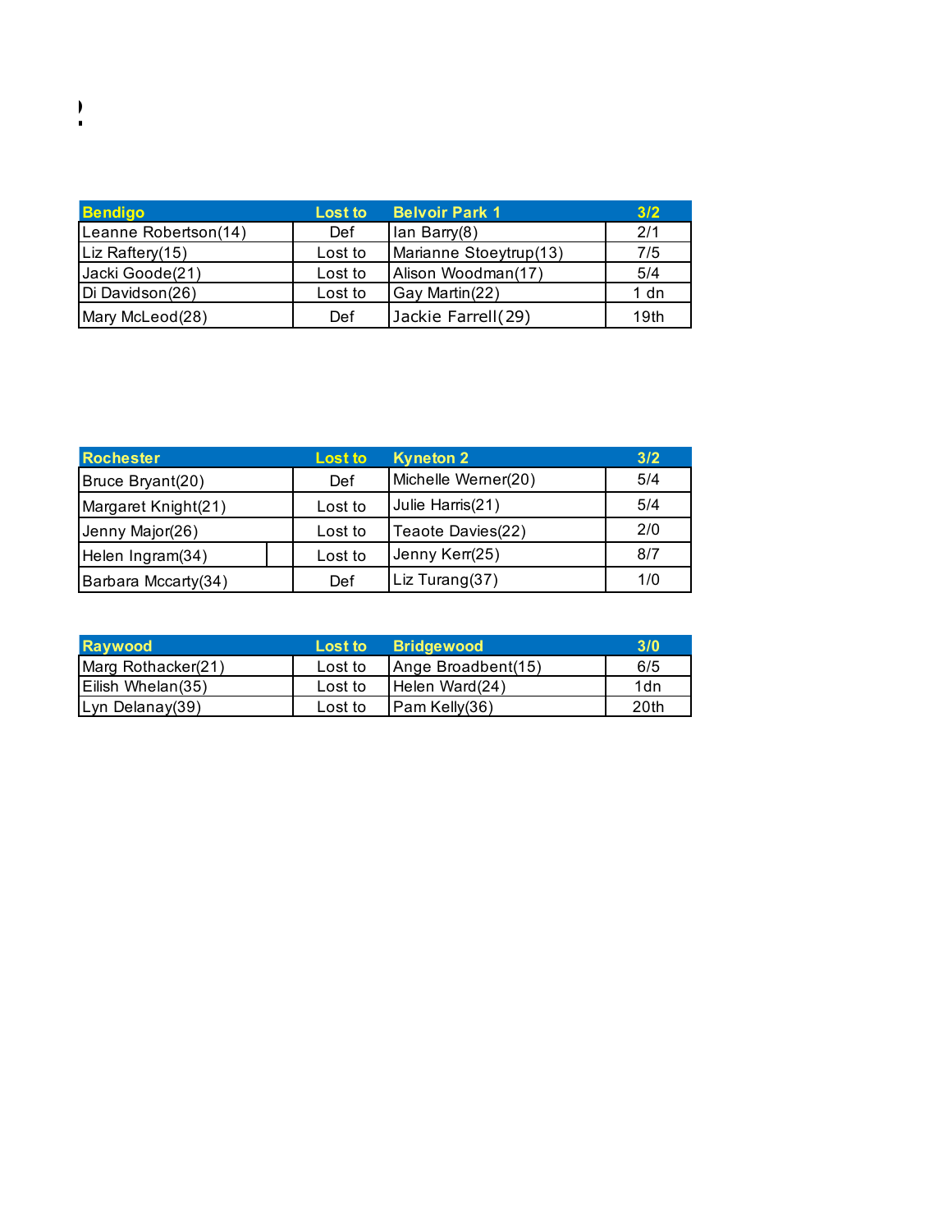| Bendigo | Lost to | Belvoir Park 1 | 3/2 |
|---|---|---|---|
| Leanne Robertson(14) | Def | Ian Barry(8) | 2/1 |
| Liz Raftery(15) | Lost to | Marianne Stoeytrup(13) | 7/5 |
| Jacki Goode(21) | Lost to | Alison Woodman(17) | 5/4 |
| Di Davidson(26) | Lost to | Gay Martin(22) | 1 dn |
| Mary McLeod(28) | Def | Jackie Farrell(29) | 19th |

| Rochester | Lost to | Kyneton 2 | 3/2 |
|---|---|---|---|
| Bruce Bryant(20) | Def | Michelle Werner(20) | 5/4 |
| Margaret Knight(21) | Lost to | Julie Harris(21) | 5/4 |
| Jenny Major(26) | Lost to | Teaote Davies(22) | 2/0 |
| Helen Ingram(34) | Lost to | Jenny Kerr(25) | 8/7 |
| Barbara Mccarty(34) | Def | Liz Turang(37) | 1/0 |

| Raywood | Lost to | Bridgewood | 3/0 |
|---|---|---|---|
| Marg Rothacker(21) | Lost to | Ange Broadbent(15) | 6/5 |
| Eilish Whelan(35) | Lost to | Helen Ward(24) | 1dn |
| Lyn Delanay(39) | Lost to | Pam Kelly(36) | 20th |